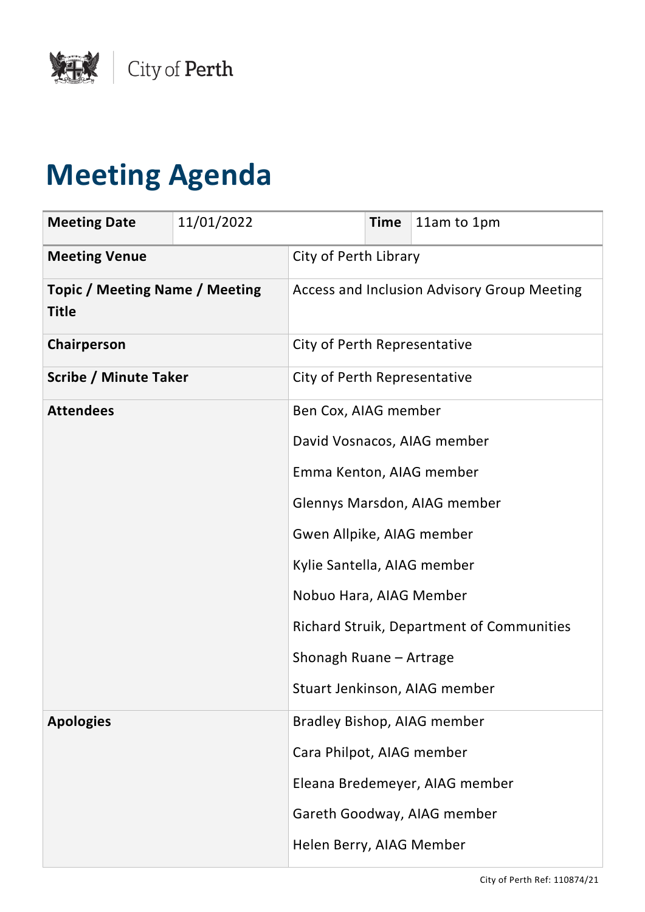City of Perth

# Meeting Agenda

| Meeting Date | 11/01/2022 | Time | 11am to 1pm |
|---|---|---|---|

| | |
|---|---|
| **Meeting Venue** | City of Perth Library |
| **Topic / Meeting Name / Meeting Title** | Access and Inclusion Advisory Group Meeting |
| **Chairperson** | City of Perth Representative |
| **Scribe / Minute Taker** | City of Perth Representative |
| **Attendees** | Ben Cox, AIAG member<br>David Vosnacos, AIAG member<br>Emma Kenton, AIAG member<br>Glennys Marsdon, AIAG member<br>Gwen Allpike, AIAG member<br>Kylie Santella, AIAG member<br>Nobuo Hara, AIAG Member<br>Richard Struik, Department of Communities<br>Shonagh Ruane – Artrage<br>Stuart Jenkinson, AIAG member |
| **Apologies** | Bradley Bishop, AIAG member<br>Cara Philpot, AIAG member<br>Eleana Bredemeyer, AIAG member<br>Gareth Goodway, AIAG member<br>Helen Berry, AIAG Member |

City of Perth Ref: 110874/21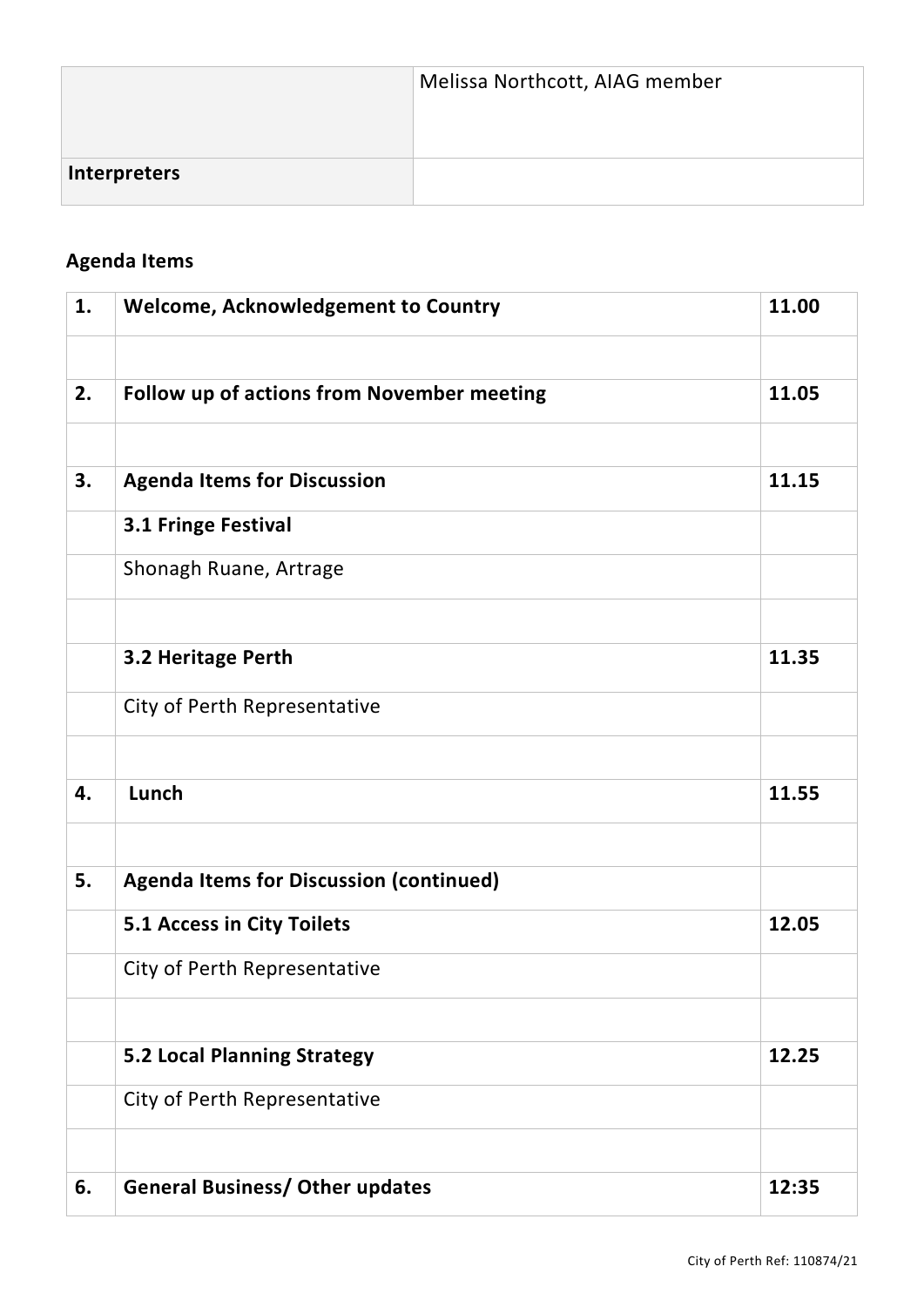| | |
|---|---|
| | Melissa Northcott, AIAG member |
| **Interpreters** | |

## Agenda Items

| | | |
|---|---|---|
| **1.** | **Welcome, Acknowledgement to Country** | **11.00** |
| | | |
| **2.** | **Follow up of actions from November meeting** | **11.05** |
| | | |
| **3.** | **Agenda Items for Discussion** | **11.15** |
| | **3.1 Fringe Festival** | |
| | Shonagh Ruane, Artrage | |
| | | |
| | **3.2 Heritage Perth** | **11.35** |
| | City of Perth Representative | |
| | | |
| **4.** | **Lunch** | **11.55** |
| | | |
| **5.** | **Agenda Items for Discussion (continued)** | |
| | **5.1 Access in City Toilets** | **12.05** |
| | City of Perth Representative | |
| | | |
| | **5.2 Local Planning Strategy** | **12.25** |
| | City of Perth Representative | |
| | | |
| **6.** | **General Business/ Other updates** | **12:35** |

City of Perth Ref: 110874/21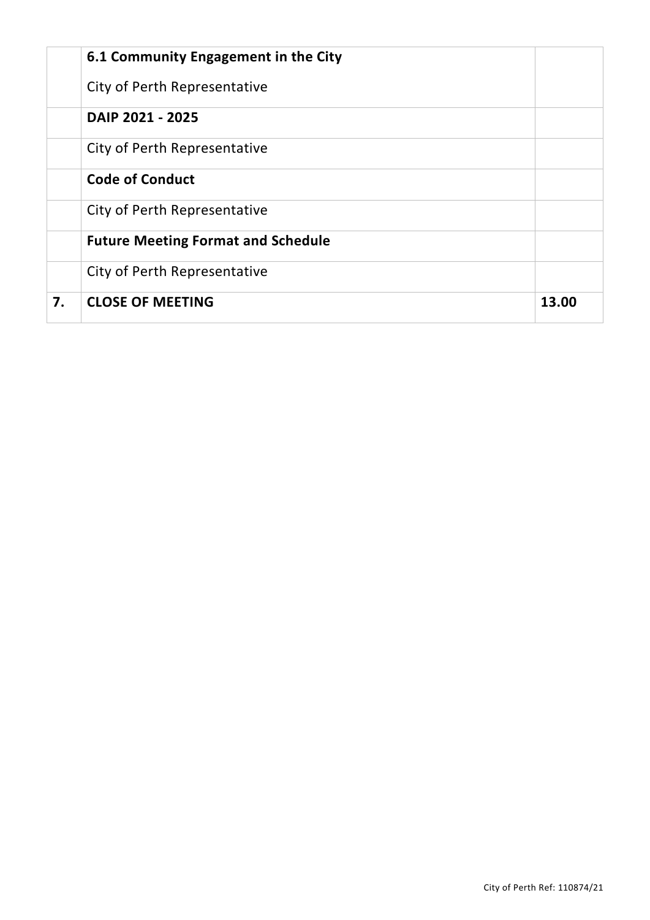| | | |
|---|---|---|
| | **6.1 Community Engagement in the City**<br><br>City of Perth Representative | |
| | **DAIP 2021 - 2025** | |
| | City of Perth Representative | |
| | **Code of Conduct** | |
| | City of Perth Representative | |
| | **Future Meeting Format and Schedule** | |
| | City of Perth Representative | |
| **7.** | **CLOSE OF MEETING** | **13.00** |

City of Perth Ref: 110874/21